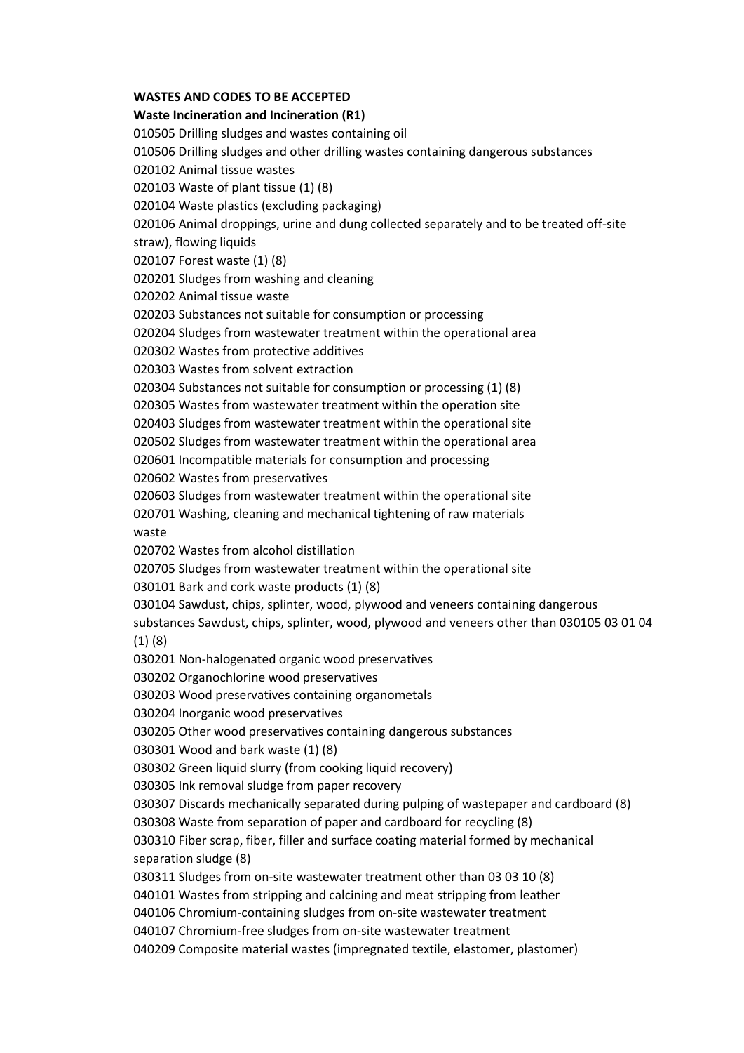**WASTES AND CODES TO BE ACCEPTED**

**Waste Incineration and Incineration (R1)**

010505 Drilling sludges and wastes containing oil

010506 Drilling sludges and other drilling wastes containing dangerous substances

020102 Animal tissue wastes

020103 Waste of plant tissue (1) (8)

020104 Waste plastics (excluding packaging)

020106 Animal droppings, urine and dung collected separately and to be treated off-site straw), flowing liquids

020107 Forest waste (1) (8)

020201 Sludges from washing and cleaning

020202 Animal tissue waste

020203 Substances not suitable for consumption or processing

020204 Sludges from wastewater treatment within the operational area

020302 Wastes from protective additives

020303 Wastes from solvent extraction

020304 Substances not suitable for consumption or processing (1) (8)

020305 Wastes from wastewater treatment within the operation site

020403 Sludges from wastewater treatment within the operational site

020502 Sludges from wastewater treatment within the operational area

020601 Incompatible materials for consumption and processing

020602 Wastes from preservatives

020603 Sludges from wastewater treatment within the operational site

020701 Washing, cleaning and mechanical tightening of raw materials waste

020702 Wastes from alcohol distillation

020705 Sludges from wastewater treatment within the operational site

030101 Bark and cork waste products (1) (8)

030104 Sawdust, chips, splinter, wood, plywood and veneers containing dangerous substances Sawdust, chips, splinter, wood, plywood and veneers other than 030105 03 01 04 (1) (8)

030201 Non-halogenated organic wood preservatives

030202 Organochlorine wood preservatives

030203 Wood preservatives containing organometals

030204 Inorganic wood preservatives

030205 Other wood preservatives containing dangerous substances

030301 Wood and bark waste (1) (8)

030302 Green liquid slurry (from cooking liquid recovery)

030305 Ink removal sludge from paper recovery

030307 Discards mechanically separated during pulping of wastepaper and cardboard (8)

030308 Waste from separation of paper and cardboard for recycling (8)

030310 Fiber scrap, fiber, filler and surface coating material formed by mechanical separation sludge (8)

030311 Sludges from on-site wastewater treatment other than 03 03 10 (8)

040101 Wastes from stripping and calcining and meat stripping from leather

040106 Chromium-containing sludges from on-site wastewater treatment

040107 Chromium-free sludges from on-site wastewater treatment

040209 Composite material wastes (impregnated textile, elastomer, plastomer)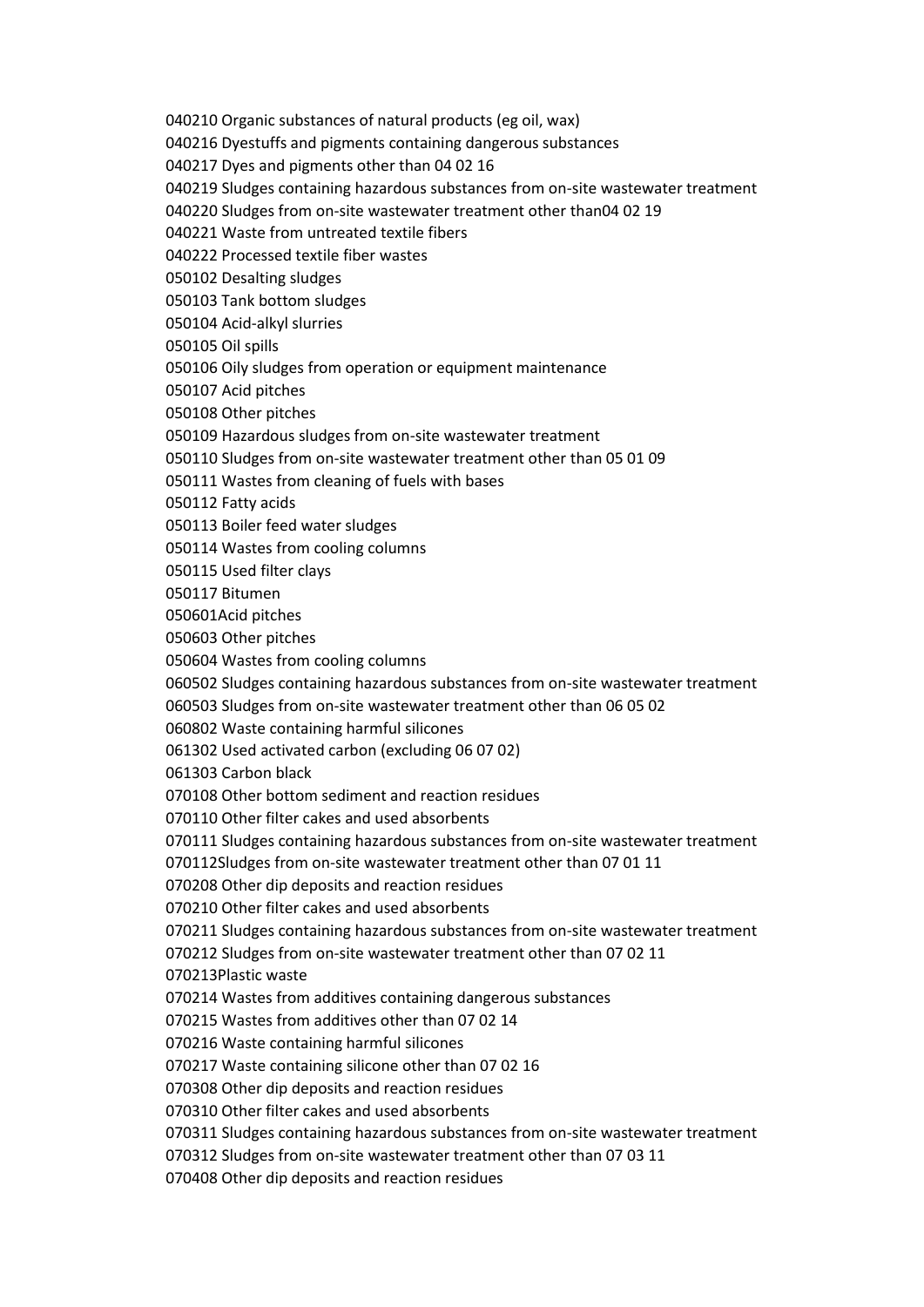040210 Organic substances of natural products (eg oil, wax)

040216 Dyestuffs and pigments containing dangerous substances

040217 Dyes and pigments other than 04 02 16

040219 Sludges containing hazardous substances from on-site wastewater treatment

040220 Sludges from on-site wastewater treatment other than04 02 19

040221 Waste from untreated textile fibers

040222 Processed textile fiber wastes

050102 Desalting sludges

050103 Tank bottom sludges

050104 Acid-alkyl slurries

050105 Oil spills

050106 Oily sludges from operation or equipment maintenance

050107 Acid pitches

050108 Other pitches

050109 Hazardous sludges from on-site wastewater treatment

050110 Sludges from on-site wastewater treatment other than 05 01 09

050111 Wastes from cleaning of fuels with bases

050112 Fatty acids

050113 Boiler feed water sludges

050114 Wastes from cooling columns

050115 Used filter clays

050117 Bitumen

050601Acid pitches

050603 Other pitches

050604 Wastes from cooling columns

060502 Sludges containing hazardous substances from on-site wastewater treatment

060503 Sludges from on-site wastewater treatment other than 06 05 02

060802 Waste containing harmful silicones

061302 Used activated carbon (excluding 06 07 02)

061303 Carbon black

070108 Other bottom sediment and reaction residues

070110 Other filter cakes and used absorbents

070111 Sludges containing hazardous substances from on-site wastewater treatment

070112Sludges from on-site wastewater treatment other than 07 01 11

070208 Other dip deposits and reaction residues

070210 Other filter cakes and used absorbents

070211 Sludges containing hazardous substances from on-site wastewater treatment

070212 Sludges from on-site wastewater treatment other than 07 02 11

070213Plastic waste

070214 Wastes from additives containing dangerous substances

070215 Wastes from additives other than 07 02 14

070216 Waste containing harmful silicones

070217 Waste containing silicone other than 07 02 16

070308 Other dip deposits and reaction residues

070310 Other filter cakes and used absorbents

070311 Sludges containing hazardous substances from on-site wastewater treatment

070312 Sludges from on-site wastewater treatment other than 07 03 11

070408 Other dip deposits and reaction residues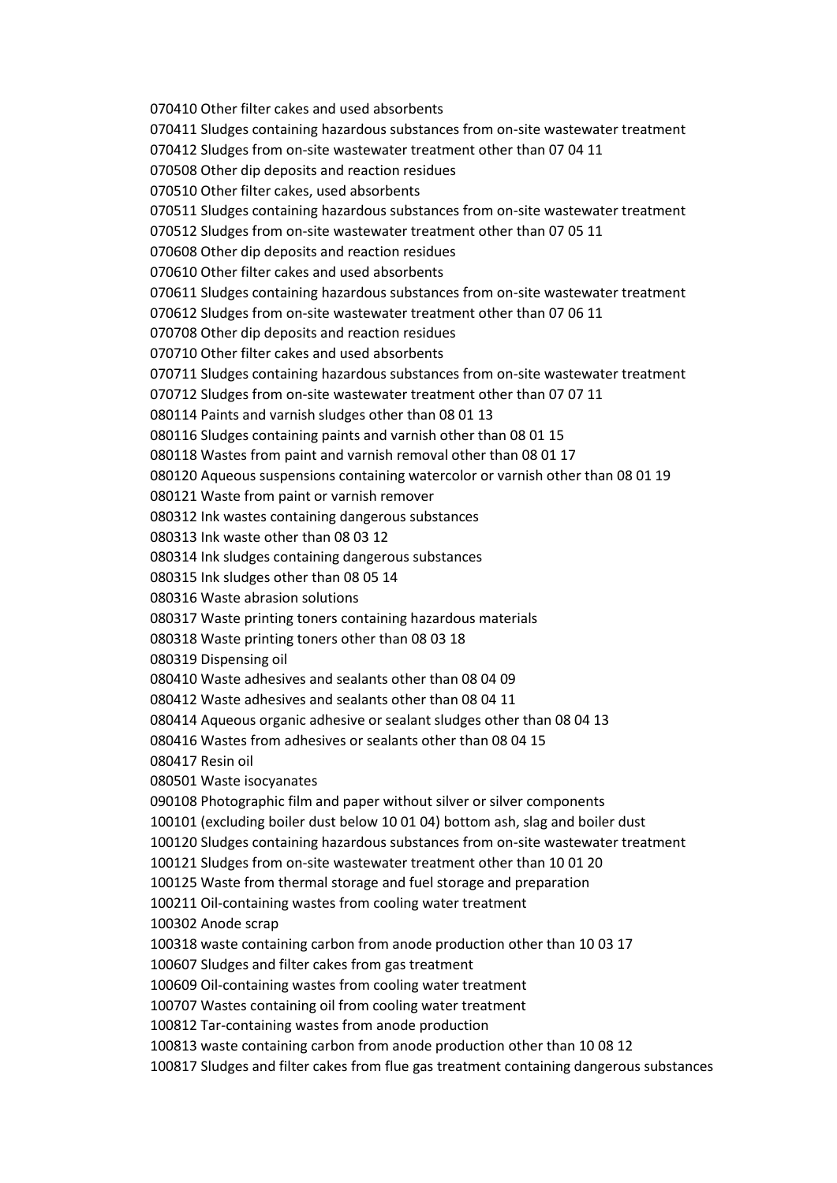070410 Other filter cakes and used absorbents

070411 Sludges containing hazardous substances from on-site wastewater treatment

070412 Sludges from on-site wastewater treatment other than 07 04 11

070508 Other dip deposits and reaction residues

070510 Other filter cakes, used absorbents

070511 Sludges containing hazardous substances from on-site wastewater treatment

070512 Sludges from on-site wastewater treatment other than 07 05 11

070608 Other dip deposits and reaction residues

070610 Other filter cakes and used absorbents

070611 Sludges containing hazardous substances from on-site wastewater treatment

070612 Sludges from on-site wastewater treatment other than 07 06 11

070708 Other dip deposits and reaction residues

070710 Other filter cakes and used absorbents

070711 Sludges containing hazardous substances from on-site wastewater treatment

070712 Sludges from on-site wastewater treatment other than 07 07 11

080114 Paints and varnish sludges other than 08 01 13

080116 Sludges containing paints and varnish other than 08 01 15

080118 Wastes from paint and varnish removal other than 08 01 17

080120 Aqueous suspensions containing watercolor or varnish other than 08 01 19

080121 Waste from paint or varnish remover

080312 Ink wastes containing dangerous substances

080313 Ink waste other than 08 03 12

080314 Ink sludges containing dangerous substances

080315 Ink sludges other than 08 05 14

080316 Waste abrasion solutions

080317 Waste printing toners containing hazardous materials

080318 Waste printing toners other than 08 03 18

080319 Dispensing oil

080410 Waste adhesives and sealants other than 08 04 09

080412 Waste adhesives and sealants other than 08 04 11

080414 Aqueous organic adhesive or sealant sludges other than 08 04 13

080416 Wastes from adhesives or sealants other than 08 04 15

080417 Resin oil

080501 Waste isocyanates

090108 Photographic film and paper without silver or silver components

100101 (excluding boiler dust below 10 01 04) bottom ash, slag and boiler dust

100120 Sludges containing hazardous substances from on-site wastewater treatment

100121 Sludges from on-site wastewater treatment other than 10 01 20

100125 Waste from thermal storage and fuel storage and preparation

100211 Oil-containing wastes from cooling water treatment

100302 Anode scrap

100318 waste containing carbon from anode production other than 10 03 17

100607 Sludges and filter cakes from gas treatment

100609 Oil-containing wastes from cooling water treatment

100707 Wastes containing oil from cooling water treatment

100812 Tar-containing wastes from anode production

100813 waste containing carbon from anode production other than 10 08 12

100817 Sludges and filter cakes from flue gas treatment containing dangerous substances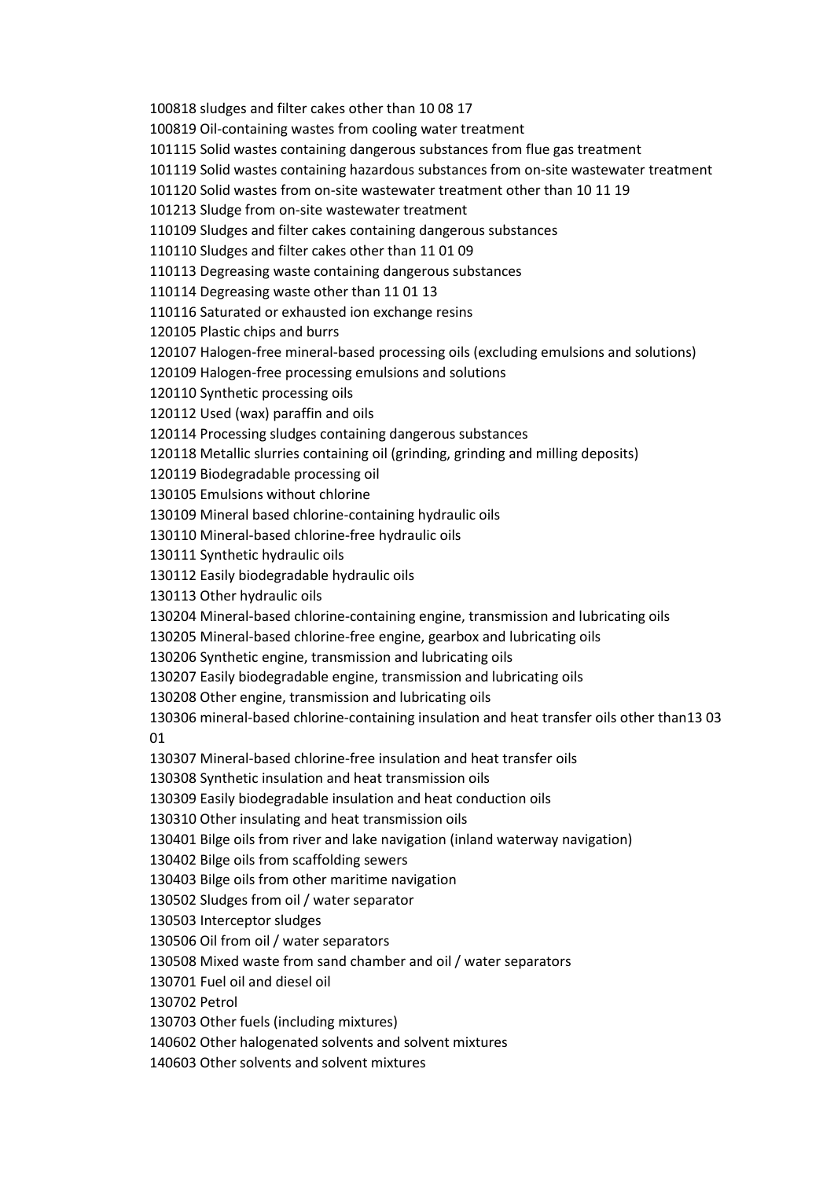100818 sludges and filter cakes other than 10 08 17

100819 Oil-containing wastes from cooling water treatment

101115 Solid wastes containing dangerous substances from flue gas treatment

101119 Solid wastes containing hazardous substances from on-site wastewater treatment

101120 Solid wastes from on-site wastewater treatment other than 10 11 19

101213 Sludge from on-site wastewater treatment

110109 Sludges and filter cakes containing dangerous substances

110110 Sludges and filter cakes other than 11 01 09

110113 Degreasing waste containing dangerous substances

110114 Degreasing waste other than 11 01 13

110116 Saturated or exhausted ion exchange resins

120105 Plastic chips and burrs

120107 Halogen-free mineral-based processing oils (excluding emulsions and solutions)

120109 Halogen-free processing emulsions and solutions

120110 Synthetic processing oils

120112 Used (wax) paraffin and oils

120114 Processing sludges containing dangerous substances

120118 Metallic slurries containing oil (grinding, grinding and milling deposits)

120119 Biodegradable processing oil

130105 Emulsions without chlorine

130109 Mineral based chlorine-containing hydraulic oils

130110 Mineral-based chlorine-free hydraulic oils

130111 Synthetic hydraulic oils

130112 Easily biodegradable hydraulic oils

130113 Other hydraulic oils

130204 Mineral-based chlorine-containing engine, transmission and lubricating oils

130205 Mineral-based chlorine-free engine, gearbox and lubricating oils

130206 Synthetic engine, transmission and lubricating oils

130207 Easily biodegradable engine, transmission and lubricating oils

130208 Other engine, transmission and lubricating oils

130306 mineral-based chlorine-containing insulation and heat transfer oils other than13 03 01

130307 Mineral-based chlorine-free insulation and heat transfer oils

130308 Synthetic insulation and heat transmission oils

130309 Easily biodegradable insulation and heat conduction oils

130310 Other insulating and heat transmission oils

130401 Bilge oils from river and lake navigation (inland waterway navigation)

130402 Bilge oils from scaffolding sewers

130403 Bilge oils from other maritime navigation

130502 Sludges from oil / water separator

130503 Interceptor sludges

130506 Oil from oil / water separators

130508 Mixed waste from sand chamber and oil / water separators

130701 Fuel oil and diesel oil

130702 Petrol

130703 Other fuels (including mixtures)

140602 Other halogenated solvents and solvent mixtures

140603 Other solvents and solvent mixtures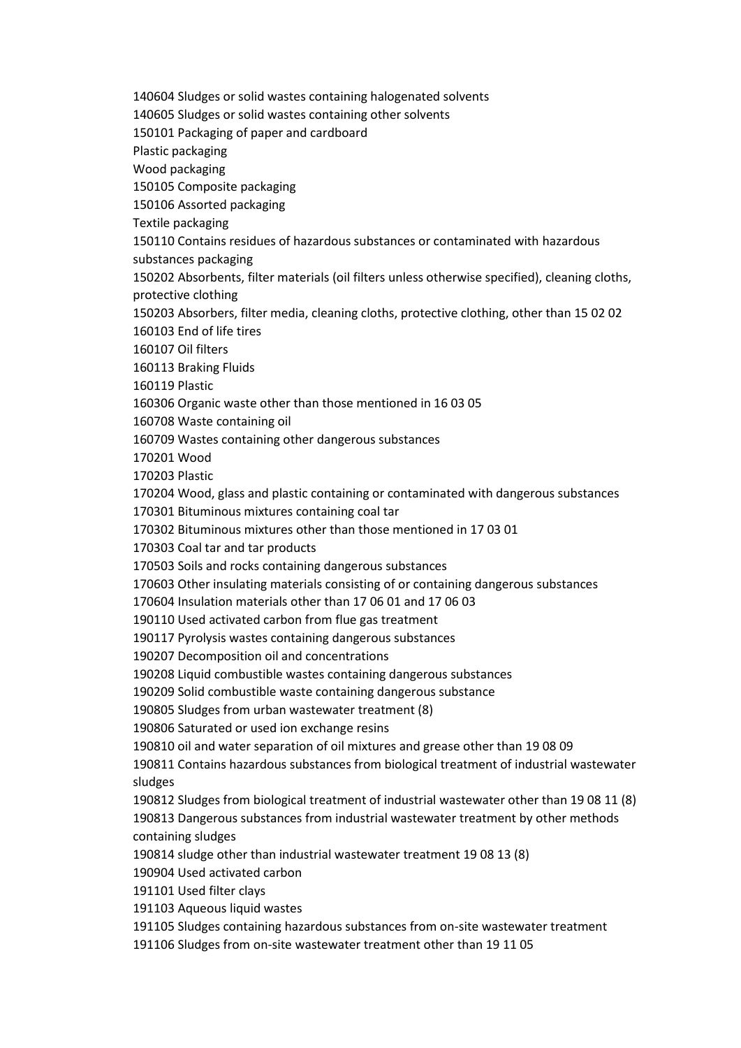140604 Sludges or solid wastes containing halogenated solvents

140605 Sludges or solid wastes containing other solvents

150101 Packaging of paper and cardboard

Plastic packaging

Wood packaging

150105 Composite packaging

150106 Assorted packaging

Textile packaging

150110 Contains residues of hazardous substances or contaminated with hazardous substances packaging

150202 Absorbents, filter materials (oil filters unless otherwise specified), cleaning cloths, protective clothing

150203 Absorbers, filter media, cleaning cloths, protective clothing, other than 15 02 02

160103 End of life tires

160107 Oil filters

160113 Braking Fluids

160119 Plastic

160306 Organic waste other than those mentioned in 16 03 05

160708 Waste containing oil

160709 Wastes containing other dangerous substances

170201 Wood

170203 Plastic

170204 Wood, glass and plastic containing or contaminated with dangerous substances

170301 Bituminous mixtures containing coal tar

170302 Bituminous mixtures other than those mentioned in 17 03 01

170303 Coal tar and tar products

170503 Soils and rocks containing dangerous substances

170603 Other insulating materials consisting of or containing dangerous substances

170604 Insulation materials other than 17 06 01 and 17 06 03

190110 Used activated carbon from flue gas treatment

190117 Pyrolysis wastes containing dangerous substances

190207 Decomposition oil and concentrations

190208 Liquid combustible wastes containing dangerous substances

190209 Solid combustible waste containing dangerous substance

190805 Sludges from urban wastewater treatment (8)

190806 Saturated or used ion exchange resins

190810 oil and water separation of oil mixtures and grease other than 19 08 09

190811 Contains hazardous substances from biological treatment of industrial wastewater sludges

190812 Sludges from biological treatment of industrial wastewater other than 19 08 11 (8)

190813 Dangerous substances from industrial wastewater treatment by other methods containing sludges

190814 sludge other than industrial wastewater treatment 19 08 13 (8)

190904 Used activated carbon

191101 Used filter clays

191103 Aqueous liquid wastes

191105 Sludges containing hazardous substances from on-site wastewater treatment

191106 Sludges from on-site wastewater treatment other than 19 11 05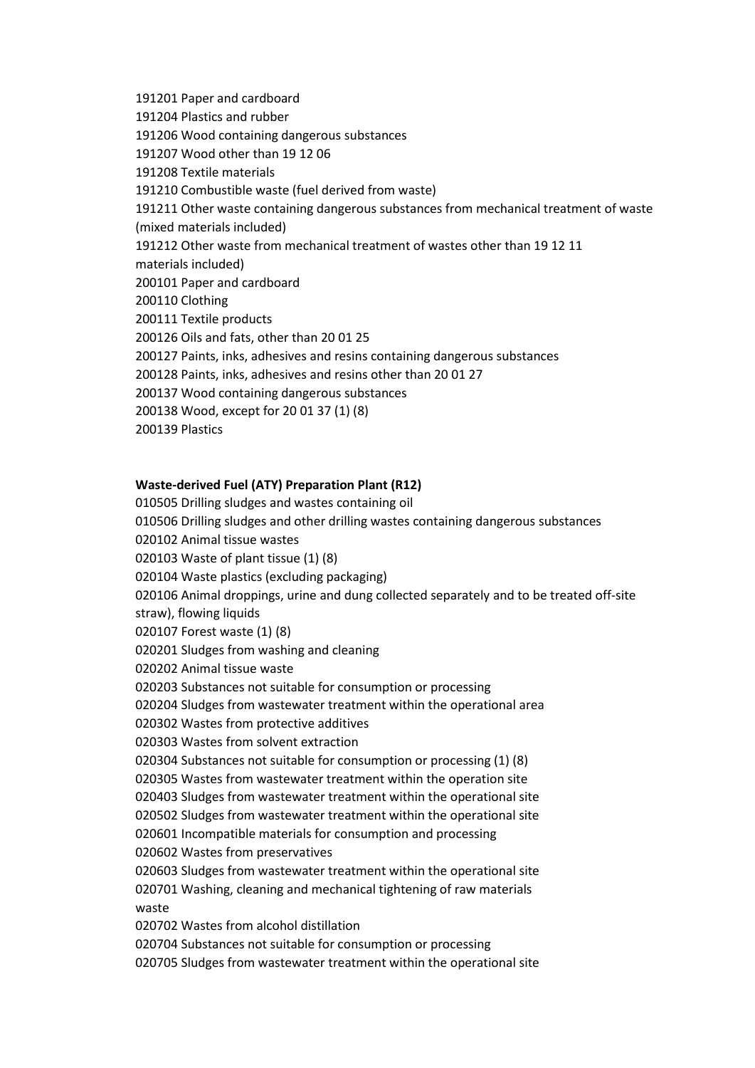191201 Paper and cardboard
191204 Plastics and rubber
191206 Wood containing dangerous substances
191207 Wood other than 19 12 06
191208 Textile materials
191210 Combustible waste (fuel derived from waste)
191211 Other waste containing dangerous substances from mechanical treatment of waste (mixed materials included)
191212 Other waste from mechanical treatment of wastes other than 19 12 11 materials included)
200101 Paper and cardboard
200110 Clothing
200111 Textile products
200126 Oils and fats, other than 20 01 25
200127 Paints, inks, adhesives and resins containing dangerous substances
200128 Paints, inks, adhesives and resins other than 20 01 27
200137 Wood containing dangerous substances
200138 Wood, except for 20 01 37 (1) (8)
200139 Plastics

**Waste-derived Fuel (ATY) Preparation Plant (R12)**

010505 Drilling sludges and wastes containing oil
010506 Drilling sludges and other drilling wastes containing dangerous substances
020102 Animal tissue wastes
020103 Waste of plant tissue (1) (8)
020104 Waste plastics (excluding packaging)
020106 Animal droppings, urine and dung collected separately and to be treated off-site straw), flowing liquids
020107 Forest waste (1) (8)
020201 Sludges from washing and cleaning
020202 Animal tissue waste
020203 Substances not suitable for consumption or processing
020204 Sludges from wastewater treatment within the operational area
020302 Wastes from protective additives
020303 Wastes from solvent extraction
020304 Substances not suitable for consumption or processing (1) (8)
020305 Wastes from wastewater treatment within the operation site
020403 Sludges from wastewater treatment within the operational site
020502 Sludges from wastewater treatment within the operational site
020601 Incompatible materials for consumption and processing
020602 Wastes from preservatives
020603 Sludges from wastewater treatment within the operational site
020701 Washing, cleaning and mechanical tightening of raw materials waste
020702 Wastes from alcohol distillation
020704 Substances not suitable for consumption or processing
020705 Sludges from wastewater treatment within the operational site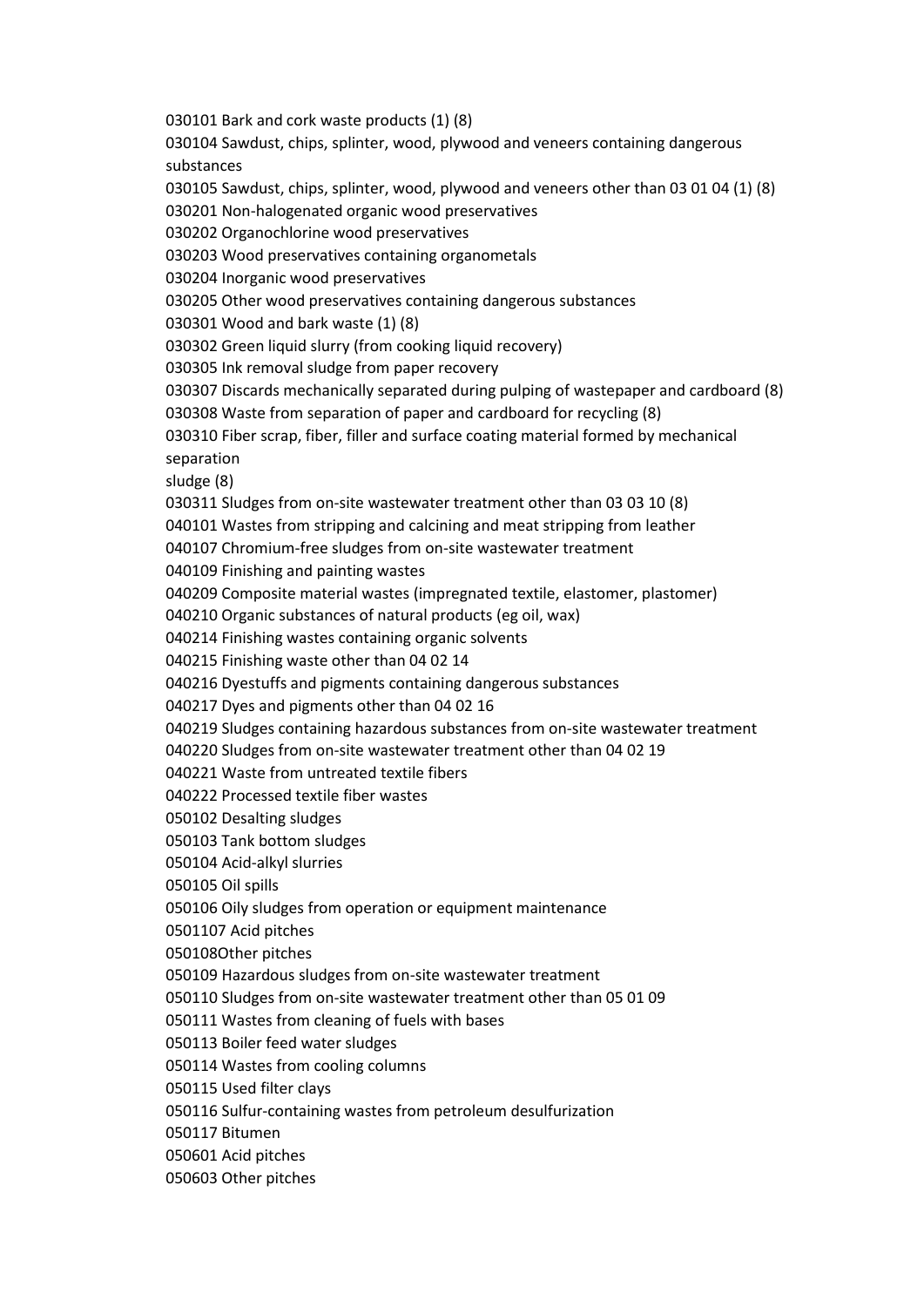030101 Bark and cork waste products (1) (8)

030104 Sawdust, chips, splinter, wood, plywood and veneers containing dangerous substances

030105 Sawdust, chips, splinter, wood, plywood and veneers other than 03 01 04 (1) (8)

030201 Non-halogenated organic wood preservatives

030202 Organochlorine wood preservatives

030203 Wood preservatives containing organometals

030204 Inorganic wood preservatives

030205 Other wood preservatives containing dangerous substances

030301 Wood and bark waste (1) (8)

030302 Green liquid slurry (from cooking liquid recovery)

030305 Ink removal sludge from paper recovery

030307 Discards mechanically separated during pulping of wastepaper and cardboard (8)

030308 Waste from separation of paper and cardboard for recycling (8)

030310 Fiber scrap, fiber, filler and surface coating material formed by mechanical separation

sludge (8)

030311 Sludges from on-site wastewater treatment other than 03 03 10 (8)

040101 Wastes from stripping and calcining and meat stripping from leather

040107 Chromium-free sludges from on-site wastewater treatment

040109 Finishing and painting wastes

040209 Composite material wastes (impregnated textile, elastomer, plastomer)

040210 Organic substances of natural products (eg oil, wax)

040214 Finishing wastes containing organic solvents

040215 Finishing waste other than 04 02 14

040216 Dyestuffs and pigments containing dangerous substances

040217 Dyes and pigments other than 04 02 16

040219 Sludges containing hazardous substances from on-site wastewater treatment

040220 Sludges from on-site wastewater treatment other than 04 02 19

040221 Waste from untreated textile fibers

040222 Processed textile fiber wastes

050102 Desalting sludges

050103 Tank bottom sludges

050104 Acid-alkyl slurries

050105 Oil spills

050106 Oily sludges from operation or equipment maintenance

0501107 Acid pitches

050108Other pitches

050109 Hazardous sludges from on-site wastewater treatment

050110 Sludges from on-site wastewater treatment other than 05 01 09

050111 Wastes from cleaning of fuels with bases

050113 Boiler feed water sludges

050114 Wastes from cooling columns

050115 Used filter clays

050116 Sulfur-containing wastes from petroleum desulfurization

050117 Bitumen

050601 Acid pitches

050603 Other pitches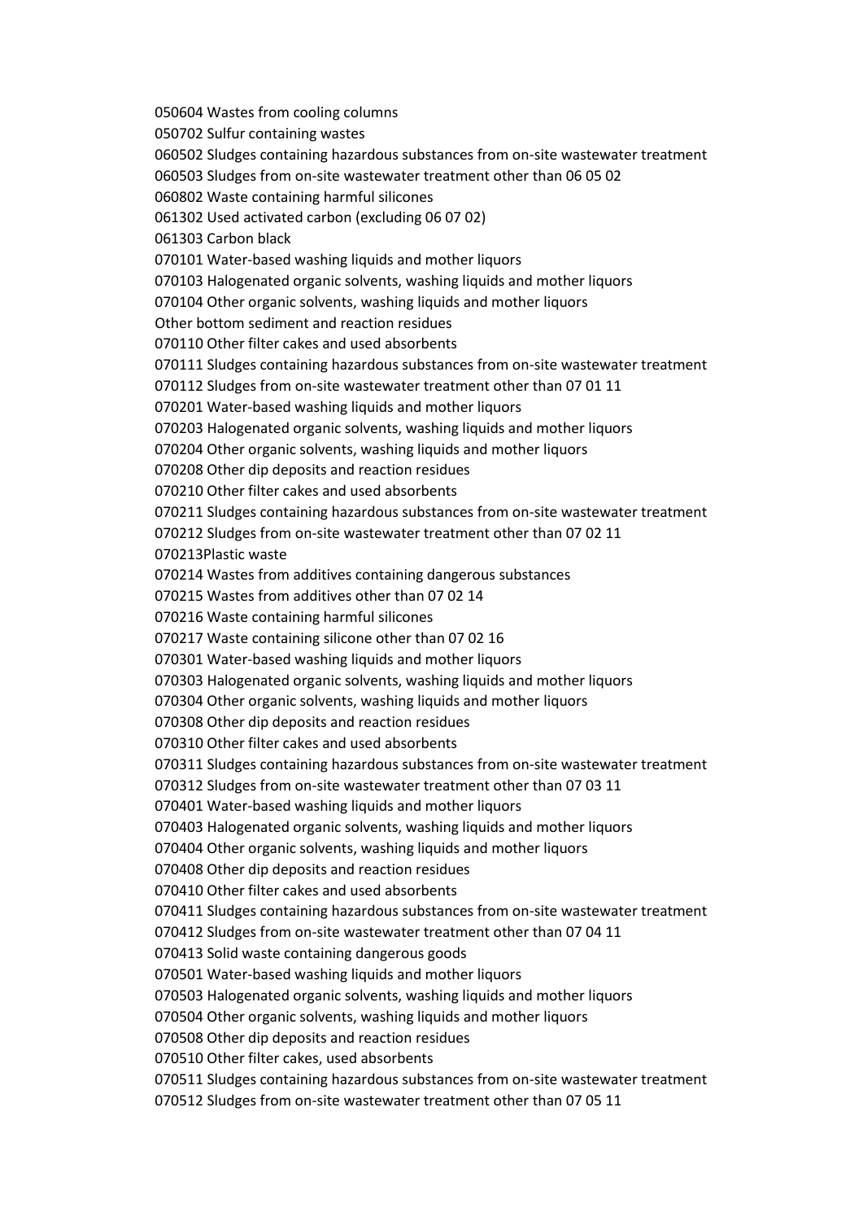050604 Wastes from cooling columns

050702 Sulfur containing wastes

060502 Sludges containing hazardous substances from on-site wastewater treatment

060503 Sludges from on-site wastewater treatment other than 06 05 02

060802 Waste containing harmful silicones

061302 Used activated carbon (excluding 06 07 02)

061303 Carbon black

070101 Water-based washing liquids and mother liquors

070103 Halogenated organic solvents, washing liquids and mother liquors

070104 Other organic solvents, washing liquids and mother liquors

Other bottom sediment and reaction residues

070110 Other filter cakes and used absorbents

070111 Sludges containing hazardous substances from on-site wastewater treatment

070112 Sludges from on-site wastewater treatment other than 07 01 11

070201 Water-based washing liquids and mother liquors

070203 Halogenated organic solvents, washing liquids and mother liquors

070204 Other organic solvents, washing liquids and mother liquors

070208 Other dip deposits and reaction residues

070210 Other filter cakes and used absorbents

070211 Sludges containing hazardous substances from on-site wastewater treatment

070212 Sludges from on-site wastewater treatment other than 07 02 11

070213Plastic waste

070214 Wastes from additives containing dangerous substances

070215 Wastes from additives other than 07 02 14

070216 Waste containing harmful silicones

070217 Waste containing silicone other than 07 02 16

070301 Water-based washing liquids and mother liquors

070303 Halogenated organic solvents, washing liquids and mother liquors

070304 Other organic solvents, washing liquids and mother liquors

070308 Other dip deposits and reaction residues

070310 Other filter cakes and used absorbents

070311 Sludges containing hazardous substances from on-site wastewater treatment

070312 Sludges from on-site wastewater treatment other than 07 03 11

070401 Water-based washing liquids and mother liquors

070403 Halogenated organic solvents, washing liquids and mother liquors

070404 Other organic solvents, washing liquids and mother liquors

070408 Other dip deposits and reaction residues

070410 Other filter cakes and used absorbents

070411 Sludges containing hazardous substances from on-site wastewater treatment

070412 Sludges from on-site wastewater treatment other than 07 04 11

070413 Solid waste containing dangerous goods

070501 Water-based washing liquids and mother liquors

070503 Halogenated organic solvents, washing liquids and mother liquors

070504 Other organic solvents, washing liquids and mother liquors

070508 Other dip deposits and reaction residues

070510 Other filter cakes, used absorbents

070511 Sludges containing hazardous substances from on-site wastewater treatment

070512 Sludges from on-site wastewater treatment other than 07 05 11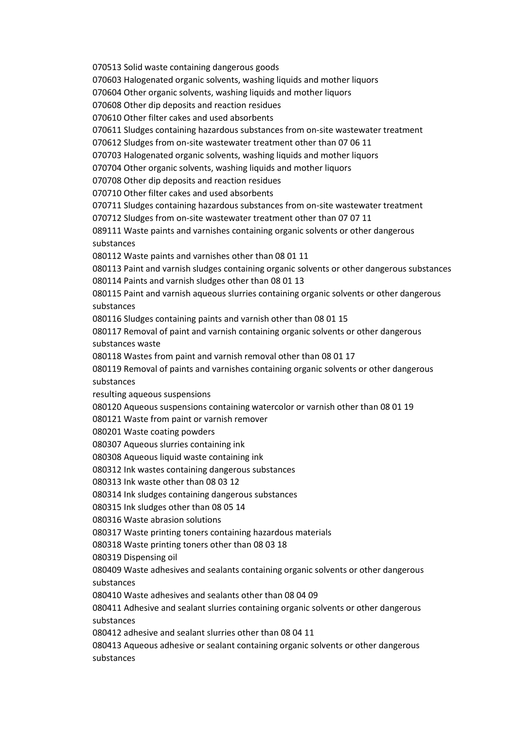070513 Solid waste containing dangerous goods

070603 Halogenated organic solvents, washing liquids and mother liquors

070604 Other organic solvents, washing liquids and mother liquors

070608 Other dip deposits and reaction residues

070610 Other filter cakes and used absorbents

070611 Sludges containing hazardous substances from on-site wastewater treatment

070612 Sludges from on-site wastewater treatment other than 07 06 11

070703 Halogenated organic solvents, washing liquids and mother liquors

070704 Other organic solvents, washing liquids and mother liquors

070708 Other dip deposits and reaction residues

070710 Other filter cakes and used absorbents

070711 Sludges containing hazardous substances from on-site wastewater treatment

070712 Sludges from on-site wastewater treatment other than 07 07 11

089111 Waste paints and varnishes containing organic solvents or other dangerous substances

080112 Waste paints and varnishes other than 08 01 11

080113 Paint and varnish sludges containing organic solvents or other dangerous substances

080114 Paints and varnish sludges other than 08 01 13

080115 Paint and varnish aqueous slurries containing organic solvents or other dangerous substances

080116 Sludges containing paints and varnish other than 08 01 15

080117 Removal of paint and varnish containing organic solvents or other dangerous substances waste

080118 Wastes from paint and varnish removal other than 08 01 17

080119 Removal of paints and varnishes containing organic solvents or other dangerous substances

resulting aqueous suspensions

080120 Aqueous suspensions containing watercolor or varnish other than 08 01 19

080121 Waste from paint or varnish remover

080201 Waste coating powders

080307 Aqueous slurries containing ink

080308 Aqueous liquid waste containing ink

080312 Ink wastes containing dangerous substances

080313 Ink waste other than 08 03 12

080314 Ink sludges containing dangerous substances

080315 Ink sludges other than 08 05 14

080316 Waste abrasion solutions

080317 Waste printing toners containing hazardous materials

080318 Waste printing toners other than 08 03 18

080319 Dispensing oil

080409 Waste adhesives and sealants containing organic solvents or other dangerous substances

080410 Waste adhesives and sealants other than 08 04 09

080411 Adhesive and sealant slurries containing organic solvents or other dangerous substances

080412 adhesive and sealant slurries other than 08 04 11

080413 Aqueous adhesive or sealant containing organic solvents or other dangerous substances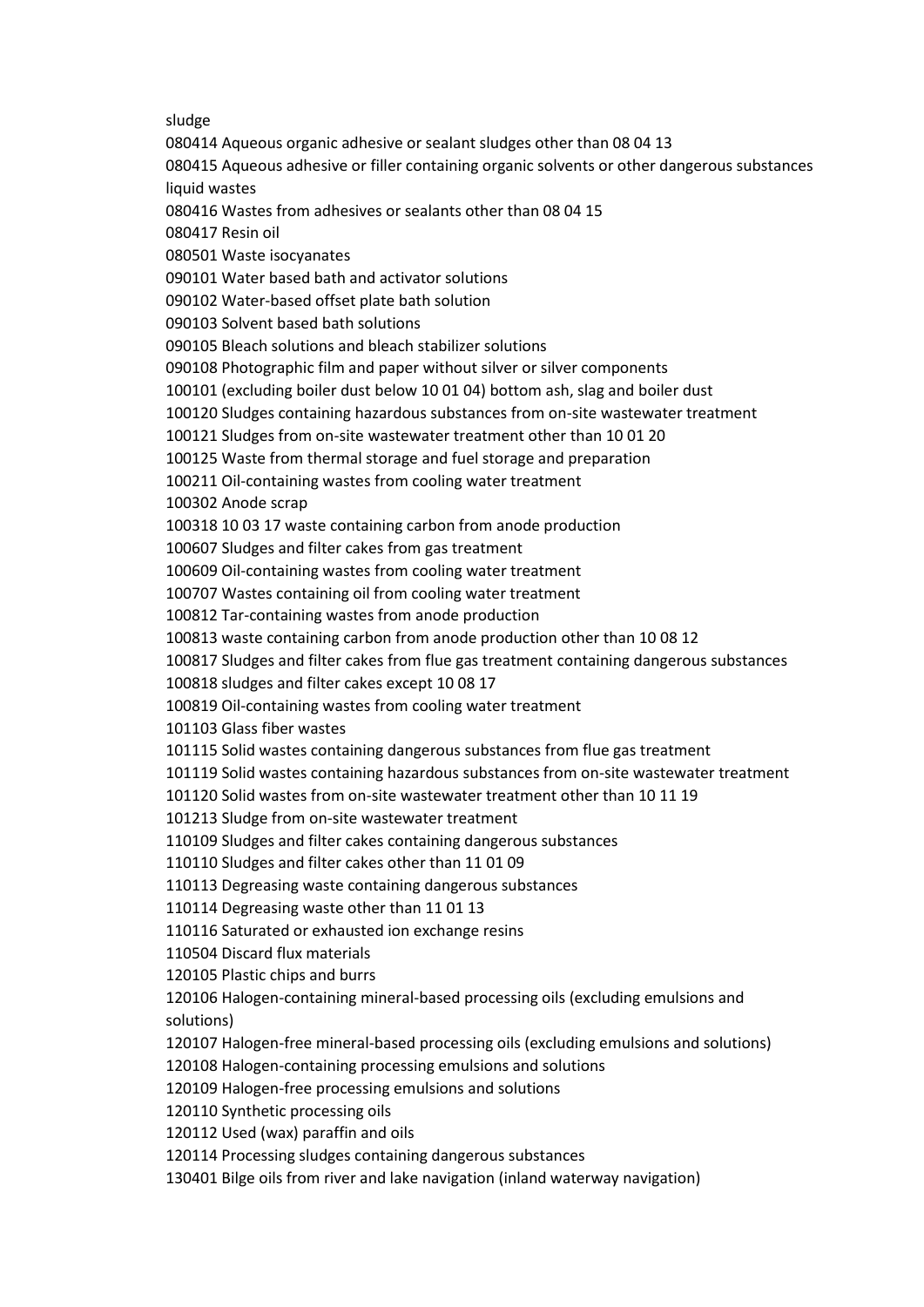sludge

080414 Aqueous organic adhesive or sealant sludges other than 08 04 13

080415 Aqueous adhesive or filler containing organic solvents or other dangerous substances liquid wastes

080416 Wastes from adhesives or sealants other than 08 04 15

080417 Resin oil

080501 Waste isocyanates

090101 Water based bath and activator solutions

090102 Water-based offset plate bath solution

090103 Solvent based bath solutions

090105 Bleach solutions and bleach stabilizer solutions

090108 Photographic film and paper without silver or silver components

100101 (excluding boiler dust below 10 01 04) bottom ash, slag and boiler dust

100120 Sludges containing hazardous substances from on-site wastewater treatment

100121 Sludges from on-site wastewater treatment other than 10 01 20

100125 Waste from thermal storage and fuel storage and preparation

100211 Oil-containing wastes from cooling water treatment

100302 Anode scrap

100318 10 03 17 waste containing carbon from anode production

100607 Sludges and filter cakes from gas treatment

100609 Oil-containing wastes from cooling water treatment

100707 Wastes containing oil from cooling water treatment

100812 Tar-containing wastes from anode production

100813 waste containing carbon from anode production other than 10 08 12

100817 Sludges and filter cakes from flue gas treatment containing dangerous substances

100818 sludges and filter cakes except 10 08 17

100819 Oil-containing wastes from cooling water treatment

101103 Glass fiber wastes

101115 Solid wastes containing dangerous substances from flue gas treatment

101119 Solid wastes containing hazardous substances from on-site wastewater treatment

101120 Solid wastes from on-site wastewater treatment other than 10 11 19

101213 Sludge from on-site wastewater treatment

110109 Sludges and filter cakes containing dangerous substances

110110 Sludges and filter cakes other than 11 01 09

110113 Degreasing waste containing dangerous substances

110114 Degreasing waste other than 11 01 13

110116 Saturated or exhausted ion exchange resins

110504 Discard flux materials

120105 Plastic chips and burrs

120106 Halogen-containing mineral-based processing oils (excluding emulsions and solutions)

120107 Halogen-free mineral-based processing oils (excluding emulsions and solutions)

120108 Halogen-containing processing emulsions and solutions

120109 Halogen-free processing emulsions and solutions

120110 Synthetic processing oils

120112 Used (wax) paraffin and oils

120114 Processing sludges containing dangerous substances

130401 Bilge oils from river and lake navigation (inland waterway navigation)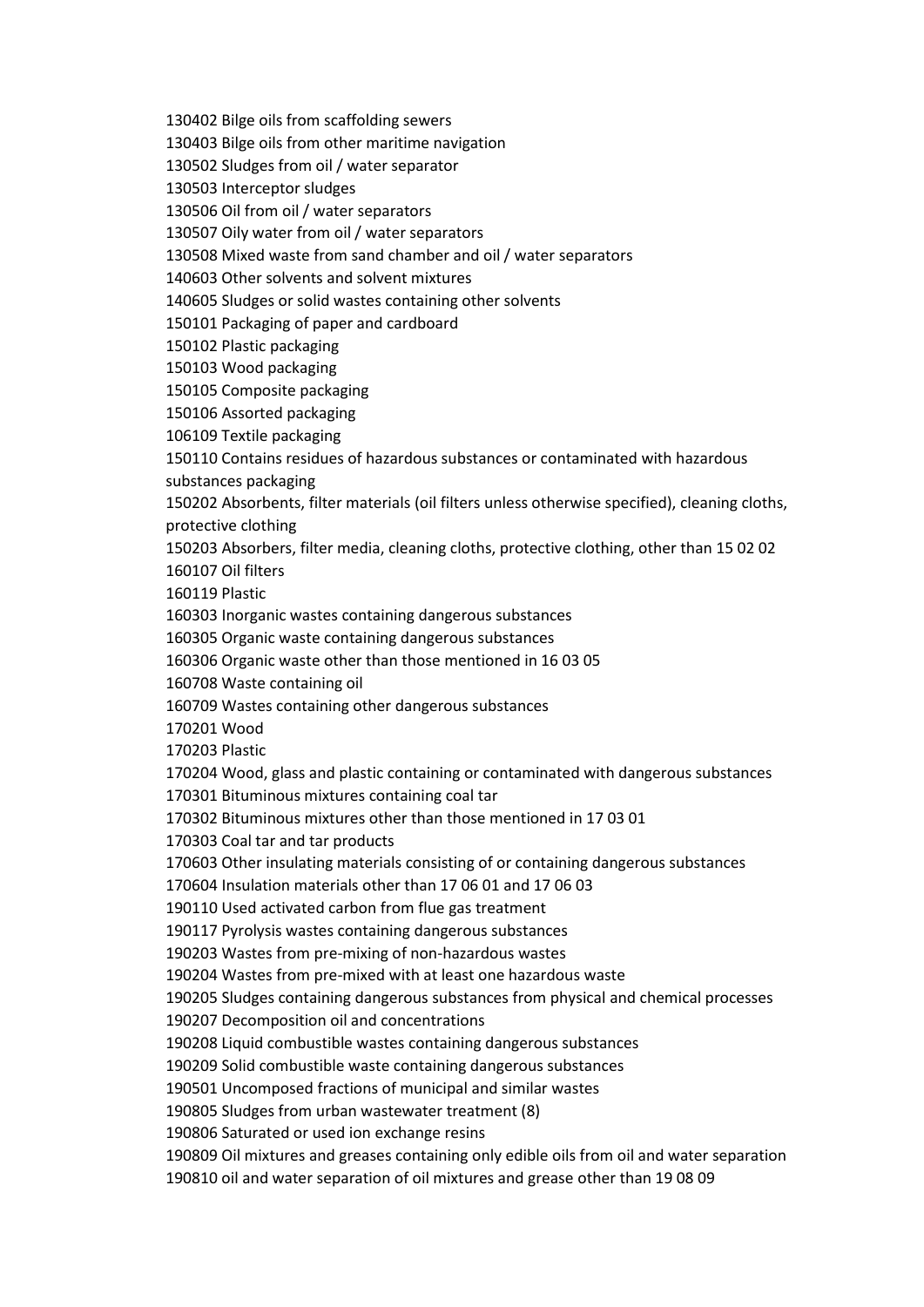130402 Bilge oils from scaffolding sewers

130403 Bilge oils from other maritime navigation

130502 Sludges from oil / water separator

130503 Interceptor sludges

130506 Oil from oil / water separators

130507 Oily water from oil / water separators

130508 Mixed waste from sand chamber and oil / water separators

140603 Other solvents and solvent mixtures

140605 Sludges or solid wastes containing other solvents

150101 Packaging of paper and cardboard

150102 Plastic packaging

150103 Wood packaging

150105 Composite packaging

150106 Assorted packaging

106109 Textile packaging

150110 Contains residues of hazardous substances or contaminated with hazardous substances packaging

150202 Absorbents, filter materials (oil filters unless otherwise specified), cleaning cloths, protective clothing

150203 Absorbers, filter media, cleaning cloths, protective clothing, other than 15 02 02

160107 Oil filters

160119 Plastic

160303 Inorganic wastes containing dangerous substances

160305 Organic waste containing dangerous substances

160306 Organic waste other than those mentioned in 16 03 05

160708 Waste containing oil

160709 Wastes containing other dangerous substances

170201 Wood

170203 Plastic

170204 Wood, glass and plastic containing or contaminated with dangerous substances

170301 Bituminous mixtures containing coal tar

170302 Bituminous mixtures other than those mentioned in 17 03 01

170303 Coal tar and tar products

170603 Other insulating materials consisting of or containing dangerous substances

170604 Insulation materials other than 17 06 01 and 17 06 03

190110 Used activated carbon from flue gas treatment

190117 Pyrolysis wastes containing dangerous substances

190203 Wastes from pre-mixing of non-hazardous wastes

190204 Wastes from pre-mixed with at least one hazardous waste

190205 Sludges containing dangerous substances from physical and chemical processes

190207 Decomposition oil and concentrations

190208 Liquid combustible wastes containing dangerous substances

190209 Solid combustible waste containing dangerous substances

190501 Uncomposed fractions of municipal and similar wastes

190805 Sludges from urban wastewater treatment (8)

190806 Saturated or used ion exchange resins

190809 Oil mixtures and greases containing only edible oils from oil and water separation

190810 oil and water separation of oil mixtures and grease other than 19 08 09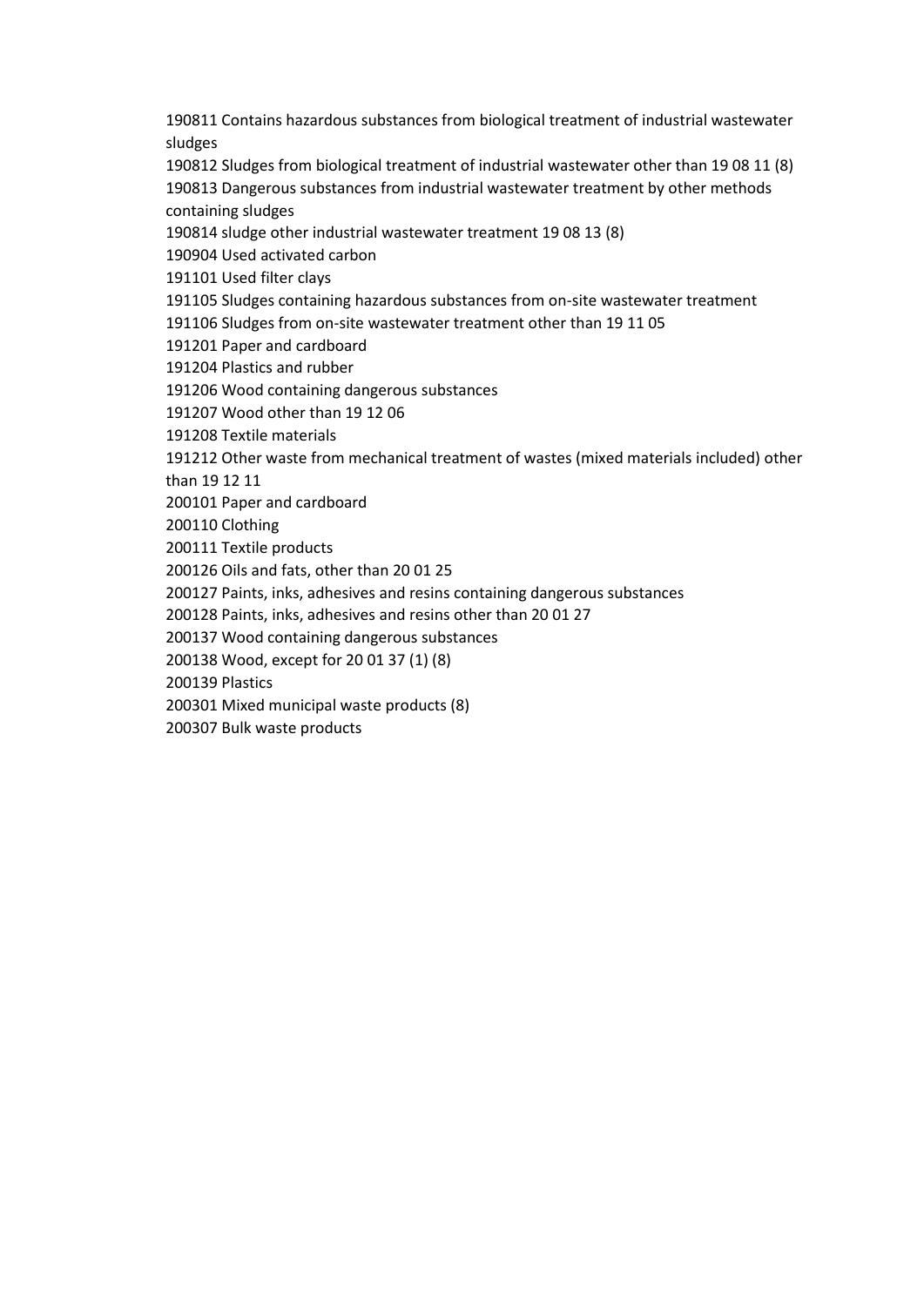190811 Contains hazardous substances from biological treatment of industrial wastewater sludges

190812 Sludges from biological treatment of industrial wastewater other than 19 08 11 (8)

190813 Dangerous substances from industrial wastewater treatment by other methods containing sludges

190814 sludge other industrial wastewater treatment 19 08 13 (8)

190904 Used activated carbon

191101 Used filter clays

191105 Sludges containing hazardous substances from on-site wastewater treatment

191106 Sludges from on-site wastewater treatment other than 19 11 05

191201 Paper and cardboard

191204 Plastics and rubber

191206 Wood containing dangerous substances

191207 Wood other than 19 12 06

191208 Textile materials

191212 Other waste from mechanical treatment of wastes (mixed materials included) other than 19 12 11

200101 Paper and cardboard

200110 Clothing

200111 Textile products

200126 Oils and fats, other than 20 01 25

200127 Paints, inks, adhesives and resins containing dangerous substances

200128 Paints, inks, adhesives and resins other than 20 01 27

200137 Wood containing dangerous substances

200138 Wood, except for 20 01 37 (1) (8)

200139 Plastics

200301 Mixed municipal waste products (8)

200307 Bulk waste products